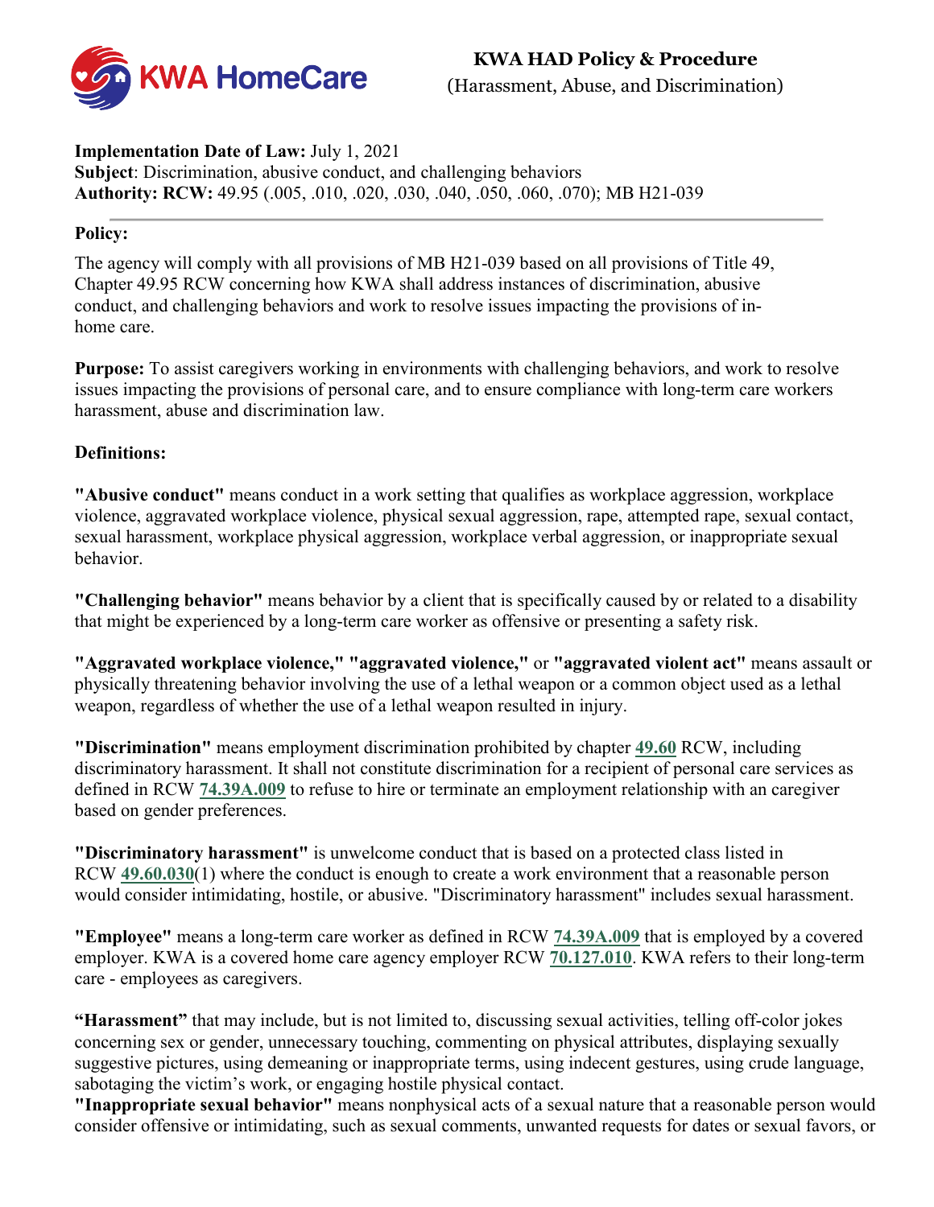# KWA HAD Policy & Procedure

(Harassment, Abuse, and Discrimination)

**Implementation Date of Law:** July 1, 2021
**Subject**: Discrimination, abusive conduct, and challenging behaviors
**Authority: RCW:** 49.95 (.005, .010, .020, .030, .040, .050, .060, .070); MB H21-039

---

**Policy:**

The agency will comply with all provisions of MB H21-039 based on all provisions of Title 49, Chapter 49.95 RCW concerning how KWA shall address instances of discrimination, abusive conduct, and challenging behaviors and work to resolve issues impacting the provisions of in-home care.

**Purpose:** To assist caregivers working in environments with challenging behaviors, and work to resolve issues impacting the provisions of personal care, and to ensure compliance with long-term care workers harassment, abuse and discrimination law.

**Definitions:**

**"Abusive conduct"** means conduct in a work setting that qualifies as workplace aggression, workplace violence, aggravated workplace violence, physical sexual aggression, rape, attempted rape, sexual contact, sexual harassment, workplace physical aggression, workplace verbal aggression, or inappropriate sexual behavior.

**"Challenging behavior"** means behavior by a client that is specifically caused by or related to a disability that might be experienced by a long-term care worker as offensive or presenting a safety risk.

**"Aggravated workplace violence," "aggravated violence,"** or **"aggravated violent act"** means assault or physically threatening behavior involving the use of a lethal weapon or a common object used as a lethal weapon, regardless of whether the use of a lethal weapon resulted in injury.

**"Discrimination"** means employment discrimination prohibited by chapter **49.60** RCW, including discriminatory harassment. It shall not constitute discrimination for a recipient of personal care services as defined in RCW **74.39A.009** to refuse to hire or terminate an employment relationship with an caregiver based on gender preferences.

**"Discriminatory harassment"** is unwelcome conduct that is based on a protected class listed in RCW **49.60.030**(1) where the conduct is enough to create a work environment that a reasonable person would consider intimidating, hostile, or abusive. "Discriminatory harassment" includes sexual harassment.

**"Employee"** means a long-term care worker as defined in RCW **74.39A.009** that is employed by a covered employer. KWA is a covered home care agency employer RCW **70.127.010**. KWA refers to their long-term care - employees as caregivers.

**"Harassment"** that may include, but is not limited to, discussing sexual activities, telling off-color jokes concerning sex or gender, unnecessary touching, commenting on physical attributes, displaying sexually suggestive pictures, using demeaning or inappropriate terms, using indecent gestures, using crude language, sabotaging the victim's work, or engaging hostile physical contact.

**"Inappropriate sexual behavior"** means nonphysical acts of a sexual nature that a reasonable person would consider offensive or intimidating, such as sexual comments, unwanted requests for dates or sexual favors, or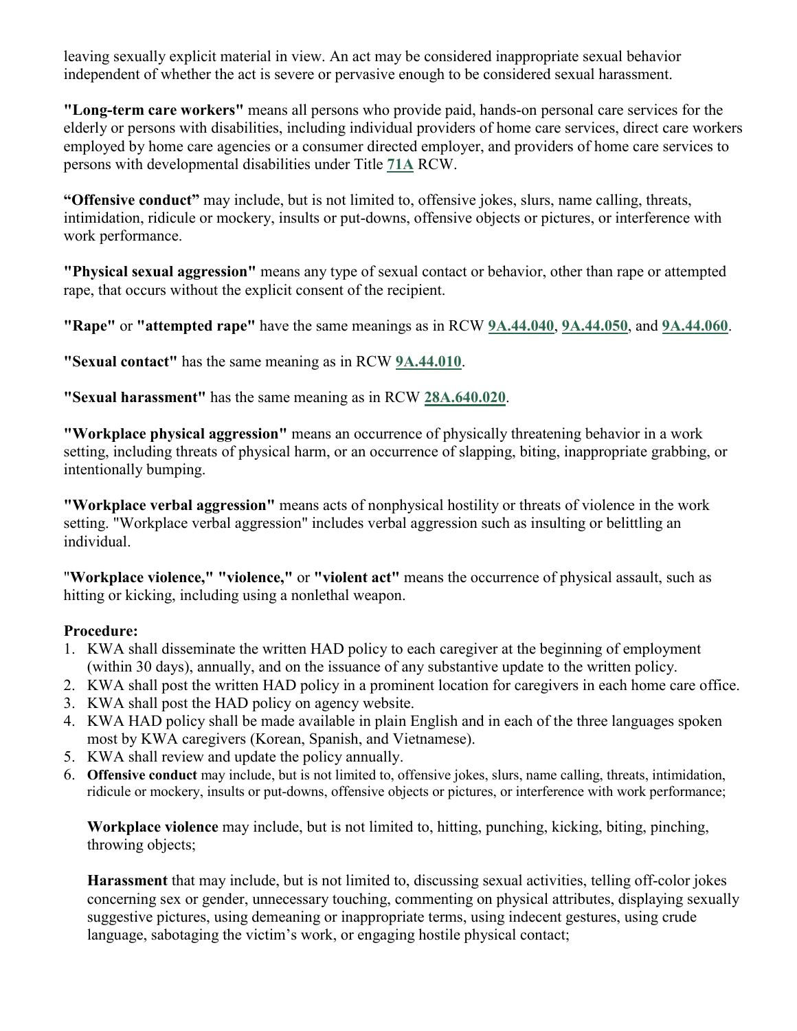leaving sexually explicit material in view. An act may be considered inappropriate sexual behavior independent of whether the act is severe or pervasive enough to be considered sexual harassment.

**"Long-term care workers"** means all persons who provide paid, hands-on personal care services for the elderly or persons with disabilities, including individual providers of home care services, direct care workers employed by home care agencies or a consumer directed employer, and providers of home care services to persons with developmental disabilities under Title **71A** RCW.

**"Offensive conduct"** may include, but is not limited to, offensive jokes, slurs, name calling, threats, intimidation, ridicule or mockery, insults or put-downs, offensive objects or pictures, or interference with work performance.

**"Physical sexual aggression"** means any type of sexual contact or behavior, other than rape or attempted rape, that occurs without the explicit consent of the recipient.

**"Rape"** or **"attempted rape"** have the same meanings as in RCW **9A.44.040**, **9A.44.050**, and **9A.44.060**.

**"Sexual contact"** has the same meaning as in RCW **9A.44.010**.

**"Sexual harassment"** has the same meaning as in RCW **28A.640.020**.

**"Workplace physical aggression"** means an occurrence of physically threatening behavior in a work setting, including threats of physical harm, or an occurrence of slapping, biting, inappropriate grabbing, or intentionally bumping.

**"Workplace verbal aggression"** means acts of nonphysical hostility or threats of violence in the work setting. "Workplace verbal aggression" includes verbal aggression such as insulting or belittling an individual.

"**Workplace violence," "violence,"** or **"violent act"** means the occurrence of physical assault, such as hitting or kicking, including using a nonlethal weapon.

**Procedure:**

1. KWA shall disseminate the written HAD policy to each caregiver at the beginning of employment (within 30 days), annually, and on the issuance of any substantive update to the written policy.
2. KWA shall post the written HAD policy in a prominent location for caregivers in each home care office.
3. KWA shall post the HAD policy on agency website.
4. KWA HAD policy shall be made available in plain English and in each of the three languages spoken most by KWA caregivers (Korean, Spanish, and Vietnamese).
5. KWA shall review and update the policy annually.
6. **Offensive conduct** may include, but is not limited to, offensive jokes, slurs, name calling, threats, intimidation, ridicule or mockery, insults or put-downs, offensive objects or pictures, or interference with work performance;

   **Workplace violence** may include, but is not limited to, hitting, punching, kicking, biting, pinching, throwing objects;

   **Harassment** that may include, but is not limited to, discussing sexual activities, telling off-color jokes concerning sex or gender, unnecessary touching, commenting on physical attributes, displaying sexually suggestive pictures, using demeaning or inappropriate terms, using indecent gestures, using crude language, sabotaging the victim's work, or engaging hostile physical contact;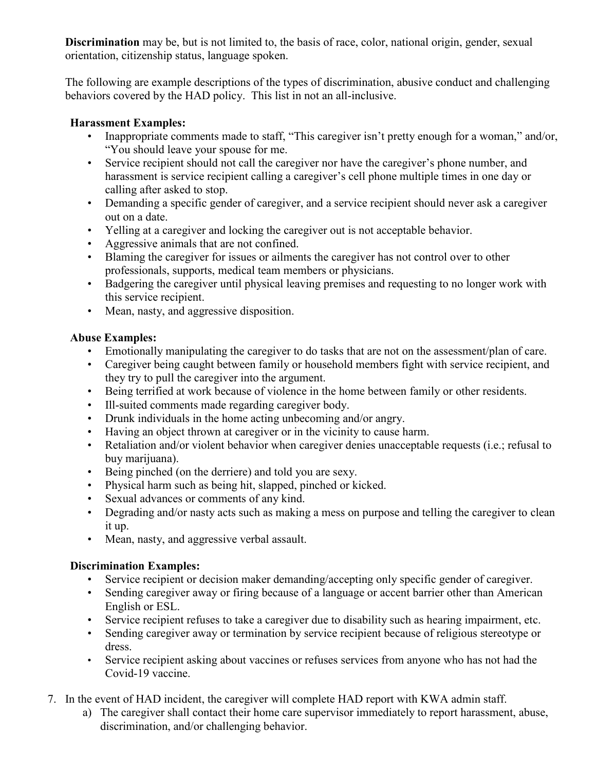**Discrimination** may be, but is not limited to, the basis of race, color, national origin, gender, sexual orientation, citizenship status, language spoken.

The following are example descriptions of the types of discrimination, abusive conduct and challenging behaviors covered by the HAD policy. This list in not an all-inclusive.

**Harassment Examples:**

- Inappropriate comments made to staff, "This caregiver isn't pretty enough for a woman," and/or, "You should leave your spouse for me.
- Service recipient should not call the caregiver nor have the caregiver's phone number, and harassment is service recipient calling a caregiver's cell phone multiple times in one day or calling after asked to stop.
- Demanding a specific gender of caregiver, and a service recipient should never ask a caregiver out on a date.
- Yelling at a caregiver and locking the caregiver out is not acceptable behavior.
- Aggressive animals that are not confined.
- Blaming the caregiver for issues or ailments the caregiver has not control over to other professionals, supports, medical team members or physicians.
- Badgering the caregiver until physical leaving premises and requesting to no longer work with this service recipient.
- Mean, nasty, and aggressive disposition.

**Abuse Examples:**

- Emotionally manipulating the caregiver to do tasks that are not on the assessment/plan of care.
- Caregiver being caught between family or household members fight with service recipient, and they try to pull the caregiver into the argument.
- Being terrified at work because of violence in the home between family or other residents.
- Ill-suited comments made regarding caregiver body.
- Drunk individuals in the home acting unbecoming and/or angry.
- Having an object thrown at caregiver or in the vicinity to cause harm.
- Retaliation and/or violent behavior when caregiver denies unacceptable requests (i.e.; refusal to buy marijuana).
- Being pinched (on the derriere) and told you are sexy.
- Physical harm such as being hit, slapped, pinched or kicked.
- Sexual advances or comments of any kind.
- Degrading and/or nasty acts such as making a mess on purpose and telling the caregiver to clean it up.
- Mean, nasty, and aggressive verbal assault.

**Discrimination Examples:**

- Service recipient or decision maker demanding/accepting only specific gender of caregiver.
- Sending caregiver away or firing because of a language or accent barrier other than American English or ESL.
- Service recipient refuses to take a caregiver due to disability such as hearing impairment, etc.
- Sending caregiver away or termination by service recipient because of religious stereotype or dress.
- Service recipient asking about vaccines or refuses services from anyone who has not had the Covid-19 vaccine.

7. In the event of HAD incident, the caregiver will complete HAD report with KWA admin staff.
   a) The caregiver shall contact their home care supervisor immediately to report harassment, abuse, discrimination, and/or challenging behavior.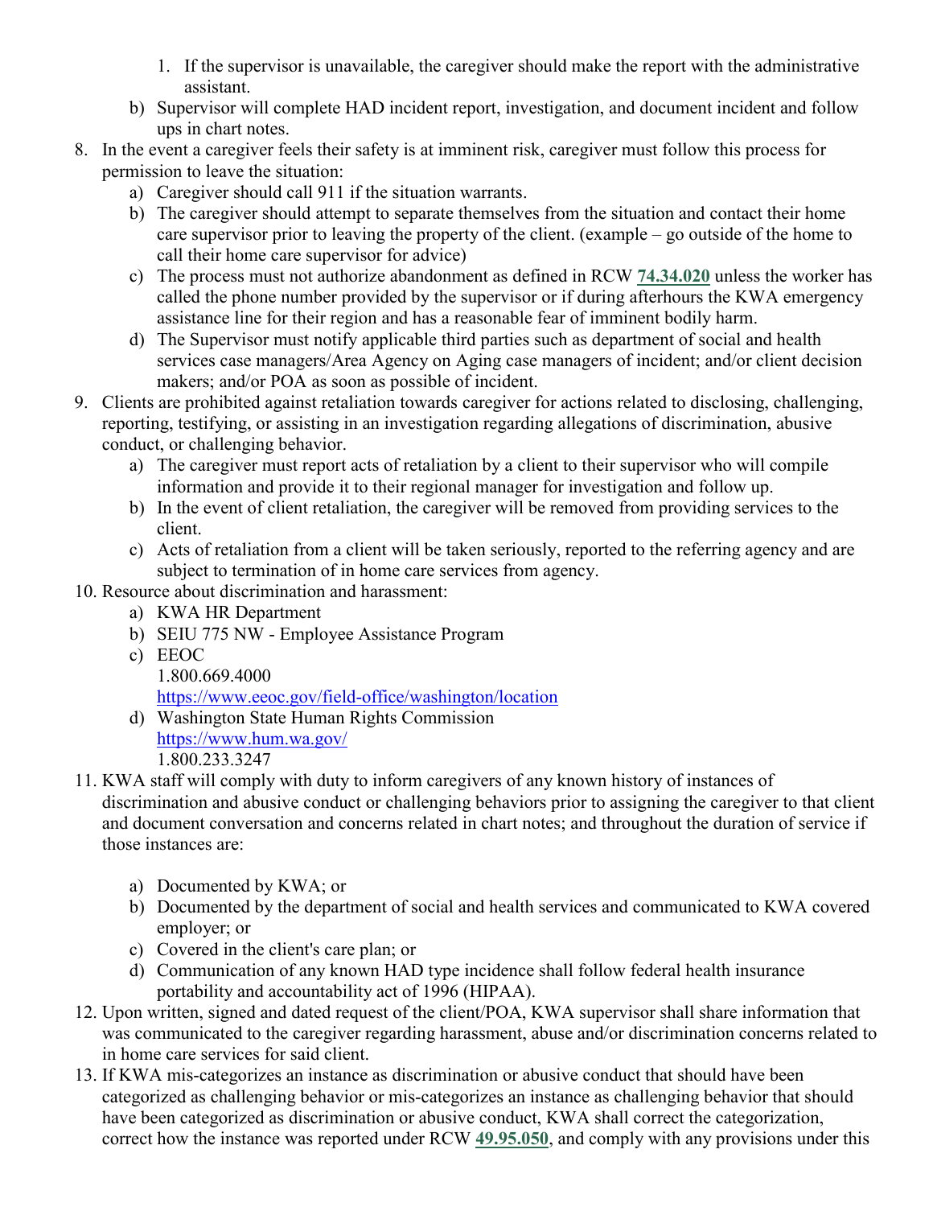1. If the supervisor is unavailable, the caregiver should make the report with the administrative assistant.
   b) Supervisor will complete HAD incident report, investigation, and document incident and follow ups in chart notes.
8. In the event a caregiver feels their safety is at imminent risk, caregiver must follow this process for permission to leave the situation:
   a) Caregiver should call 911 if the situation warrants.
   b) The caregiver should attempt to separate themselves from the situation and contact their home care supervisor prior to leaving the property of the client. (example – go outside of the home to call their home care supervisor for advice)
   c) The process must not authorize abandonment as defined in RCW **74.34.020** unless the worker has called the phone number provided by the supervisor or if during afterhours the KWA emergency assistance line for their region and has a reasonable fear of imminent bodily harm.
   d) The Supervisor must notify applicable third parties such as department of social and health services case managers/Area Agency on Aging case managers of incident; and/or client decision makers; and/or POA as soon as possible of incident.
9. Clients are prohibited against retaliation towards caregiver for actions related to disclosing, challenging, reporting, testifying, or assisting in an investigation regarding allegations of discrimination, abusive conduct, or challenging behavior.
   a) The caregiver must report acts of retaliation by a client to their supervisor who will compile information and provide it to their regional manager for investigation and follow up.
   b) In the event of client retaliation, the caregiver will be removed from providing services to the client.
   c) Acts of retaliation from a client will be taken seriously, reported to the referring agency and are subject to termination of in home care services from agency.
10. Resource about discrimination and harassment:
    a) KWA HR Department
    b) SEIU 775 NW - Employee Assistance Program
    c) EEOC
       1.800.669.4000
       https://www.eeoc.gov/field-office/washington/location
    d) Washington State Human Rights Commission
       https://www.hum.wa.gov/
       1.800.233.3247
11. KWA staff will comply with duty to inform caregivers of any known history of instances of discrimination and abusive conduct or challenging behaviors prior to assigning the caregiver to that client and document conversation and concerns related in chart notes; and throughout the duration of service if those instances are:
    a) Documented by KWA; or
    b) Documented by the department of social and health services and communicated to KWA covered employer; or
    c) Covered in the client's care plan; or
    d) Communication of any known HAD type incidence shall follow federal health insurance portability and accountability act of 1996 (HIPAA).
12. Upon written, signed and dated request of the client/POA, KWA supervisor shall share information that was communicated to the caregiver regarding harassment, abuse and/or discrimination concerns related to in home care services for said client.
13. If KWA mis-categorizes an instance as discrimination or abusive conduct that should have been categorized as challenging behavior or mis-categorizes an instance as challenging behavior that should have been categorized as discrimination or abusive conduct, KWA shall correct the categorization, correct how the instance was reported under RCW **49.95.050**, and comply with any provisions under this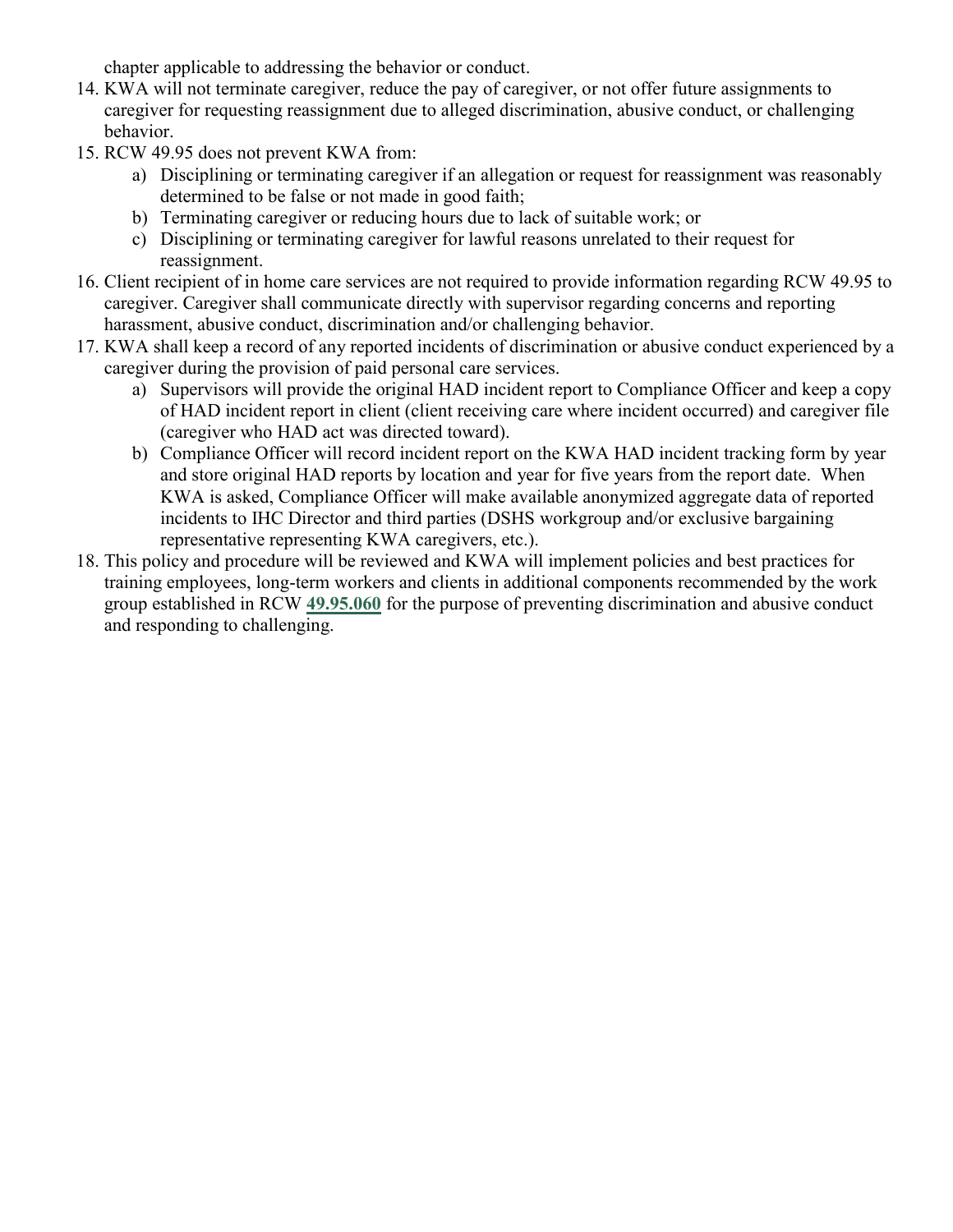chapter applicable to addressing the behavior or conduct.

14. KWA will not terminate caregiver, reduce the pay of caregiver, or not offer future assignments to caregiver for requesting reassignment due to alleged discrimination, abusive conduct, or challenging behavior.
15. RCW 49.95 does not prevent KWA from:
    a) Disciplining or terminating caregiver if an allegation or request for reassignment was reasonably determined to be false or not made in good faith;
    b) Terminating caregiver or reducing hours due to lack of suitable work; or
    c) Disciplining or terminating caregiver for lawful reasons unrelated to their request for reassignment.
16. Client recipient of in home care services are not required to provide information regarding RCW 49.95 to caregiver. Caregiver shall communicate directly with supervisor regarding concerns and reporting harassment, abusive conduct, discrimination and/or challenging behavior.
17. KWA shall keep a record of any reported incidents of discrimination or abusive conduct experienced by a caregiver during the provision of paid personal care services.
    a) Supervisors will provide the original HAD incident report to Compliance Officer and keep a copy of HAD incident report in client (client receiving care where incident occurred) and caregiver file (caregiver who HAD act was directed toward).
    b) Compliance Officer will record incident report on the KWA HAD incident tracking form by year and store original HAD reports by location and year for five years from the report date. When KWA is asked, Compliance Officer will make available anonymized aggregate data of reported incidents to IHC Director and third parties (DSHS workgroup and/or exclusive bargaining representative representing KWA caregivers, etc.).
18. This policy and procedure will be reviewed and KWA will implement policies and best practices for training employees, long-term workers and clients in additional components recommended by the work group established in RCW **49.95.060** for the purpose of preventing discrimination and abusive conduct and responding to challenging.